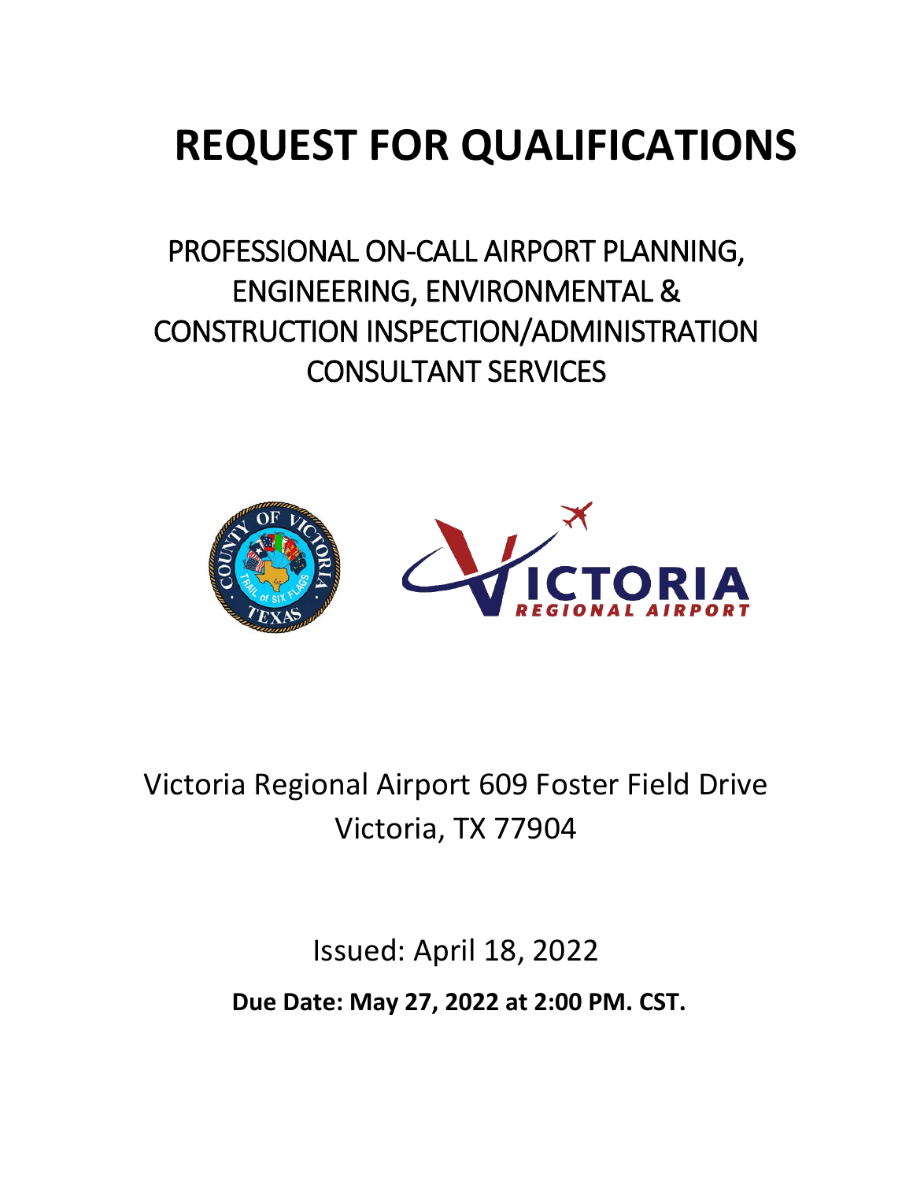# REQUEST FOR QUALIFICATIONS

## PROFESSIONAL ON-CALL AIRPORT PLANNING, ENGINEERING, ENVIRONMENTAL & CONSTRUCTION INSPECTION/ADMINISTRATION CONSULTANT SERVICES

Victoria Regional Airport 609 Foster Field Drive
Victoria, TX 77904

Issued: April 18, 2022

**Due Date: May 27, 2022 at 2:00 PM. CST.**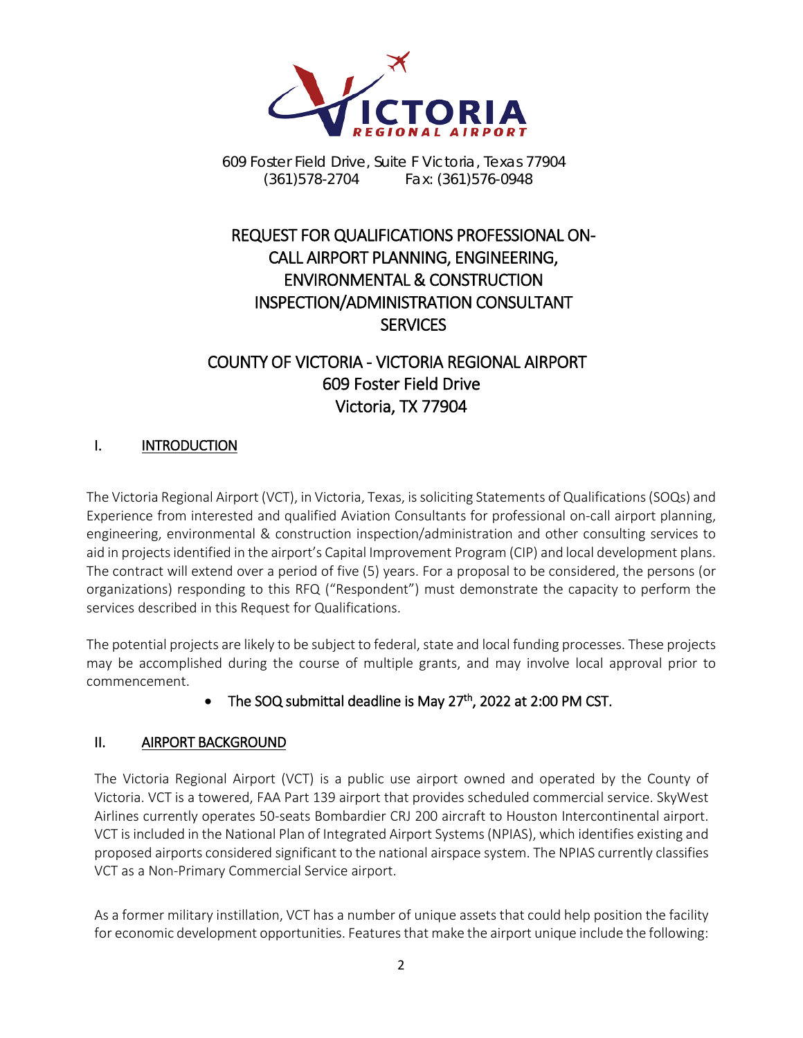609 Foster Field Drive, Suite F Victoria, Texas 77904
(361)578-2704 Fax: (361)576-0948

# REQUEST FOR QUALIFICATIONS PROFESSIONAL ON-CALL AIRPORT PLANNING, ENGINEERING, ENVIRONMENTAL & CONSTRUCTION INSPECTION/ADMINISTRATION CONSULTANT SERVICES

## COUNTY OF VICTORIA - VICTORIA REGIONAL AIRPORT
## 609 Foster Field Drive
## Victoria, TX 77904

## I. INTRODUCTION

The Victoria Regional Airport (VCT), in Victoria, Texas, is soliciting Statements of Qualifications (SOQs) and Experience from interested and qualified Aviation Consultants for professional on-call airport planning, engineering, environmental & construction inspection/administration and other consulting services to aid in projects identified in the airport's Capital Improvement Program (CIP) and local development plans. The contract will extend over a period of five (5) years. For a proposal to be considered, the persons (or organizations) responding to this RFQ ("Respondent") must demonstrate the capacity to perform the services described in this Request for Qualifications.

The potential projects are likely to be subject to federal, state and local funding processes. These projects may be accomplished during the course of multiple grants, and may involve local approval prior to commencement.

- **The SOQ submittal deadline is May 27th, 2022 at 2:00 PM CST.**

## II. AIRPORT BACKGROUND

The Victoria Regional Airport (VCT) is a public use airport owned and operated by the County of Victoria. VCT is a towered, FAA Part 139 airport that provides scheduled commercial service. SkyWest Airlines currently operates 50-seats Bombardier CRJ 200 aircraft to Houston Intercontinental airport. VCT is included in the National Plan of Integrated Airport Systems (NPIAS), which identifies existing and proposed airports considered significant to the national airspace system. The NPIAS currently classifies VCT as a Non-Primary Commercial Service airport.

As a former military instillation, VCT has a number of unique assets that could help position the facility for economic development opportunities. Features that make the airport unique include the following: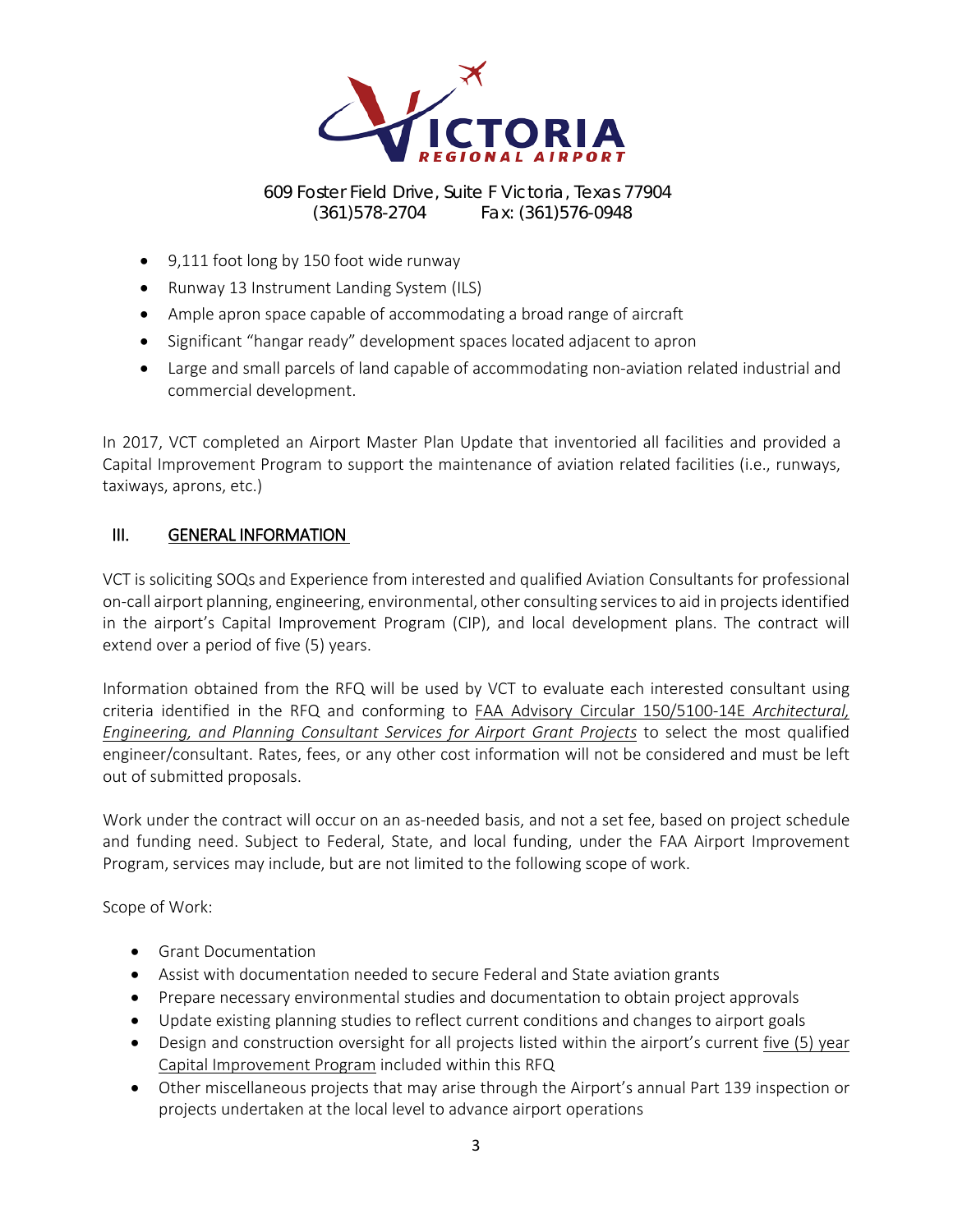- 9,111 foot long by 150 foot wide runway
- Runway 13 Instrument Landing System (ILS)
- Ample apron space capable of accommodating a broad range of aircraft
- Significant "hangar ready" development spaces located adjacent to apron
- Large and small parcels of land capable of accommodating non-aviation related industrial and commercial development.

In 2017, VCT completed an Airport Master Plan Update that inventoried all facilities and provided a Capital Improvement Program to support the maintenance of aviation related facilities (i.e., runways, taxiways, aprons, etc.)

## III. GENERAL INFORMATION

VCT is soliciting SOQs and Experience from interested and qualified Aviation Consultants for professional on-call airport planning, engineering, environmental, other consulting services to aid in projects identified in the airport's Capital Improvement Program (CIP), and local development plans. The contract will extend over a period of five (5) years.

Information obtained from the RFQ will be used by VCT to evaluate each interested consultant using criteria identified in the RFQ and conforming to FAA Advisory Circular 150/5100-14E *Architectural, Engineering, and Planning Consultant Services for Airport Grant Projects* to select the most qualified engineer/consultant. Rates, fees, or any other cost information will not be considered and must be left out of submitted proposals.

Work under the contract will occur on an as-needed basis, and not a set fee, based on project schedule and funding need. Subject to Federal, State, and local funding, under the FAA Airport Improvement Program, services may include, but are not limited to the following scope of work.

Scope of Work:

- Grant Documentation
- Assist with documentation needed to secure Federal and State aviation grants
- Prepare necessary environmental studies and documentation to obtain project approvals
- Update existing planning studies to reflect current conditions and changes to airport goals
- Design and construction oversight for all projects listed within the airport's current five (5) year Capital Improvement Program included within this RFQ
- Other miscellaneous projects that may arise through the Airport's annual Part 139 inspection or projects undertaken at the local level to advance airport operations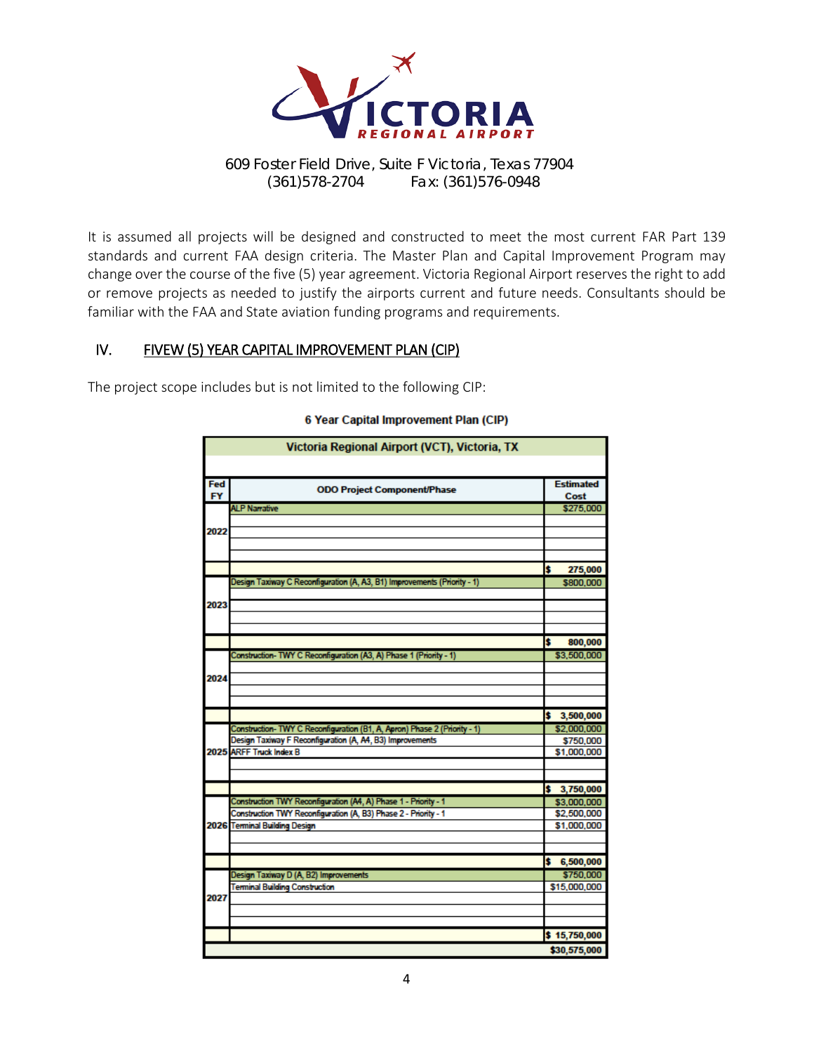**VICTORIA REGIONAL AIRPORT**

609 Foster Field Drive, Suite F Victoria, Texas 77904
(361)578-2704 Fax: (361)576-0948

It is assumed all projects will be designed and constructed to meet the most current FAR Part 139 standards and current FAA design criteria. The Master Plan and Capital Improvement Program may change over the course of the five (5) year agreement. Victoria Regional Airport reserves the right to add or remove projects as needed to justify the airports current and future needs. Consultants should be familiar with the FAA and State aviation funding programs and requirements.

## IV. FIVEW (5) YEAR CAPITAL IMPROVEMENT PLAN (CIP)

The project scope includes but is not limited to the following CIP:

**6 Year Capital Improvement Plan (CIP)**

| Victoria Regional Airport (VCT), Victoria, TX | | |
|---|---|---|
| **Fed FY** | **ODO Project Component/Phase** | **Estimated Cost** |
| 2022 | ALP Narrative | $275,000 |
| | | $ 275,000 |
| 2023 | Design Taxiway C Reconfiguration (A, A3, B1) Improvements (Priority - 1) | $800,000 |
| | | $ 800,000 |
| 2024 | Construction- TWY C Reconfiguration (A3, A) Phase 1 (Priority - 1) | $3,500,000 |
| | | $ 3,500,000 |
| 2025 | Construction- TWY C Reconfiguration (B1, A, Apron) Phase 2 (Priority - 1) | $2,000,000 |
| | Design Taxiway F Reconfiguration (A, A4, B3) Improvements | $750,000 |
| | ARFF Truck Index B | $1,000,000 |
| | | $ 3,750,000 |
| 2026 | Construction TWY Reconfiguration (A4, A) Phase 1 - Priority - 1 | $3,000,000 |
| | Construction TWY Reconfiguration (A, B3) Phase 2 - Priority - 1 | $2,500,000 |
| | Terminal Building Design | $1,000,000 |
| | | $ 6,500,000 |
| 2027 | Design Taxiway D (A, B2) Improvements | $750,000 |
| | Terminal Building Construction | $15,000,000 |
| | | $ 15,750,000 |
| | | $30,575,000 |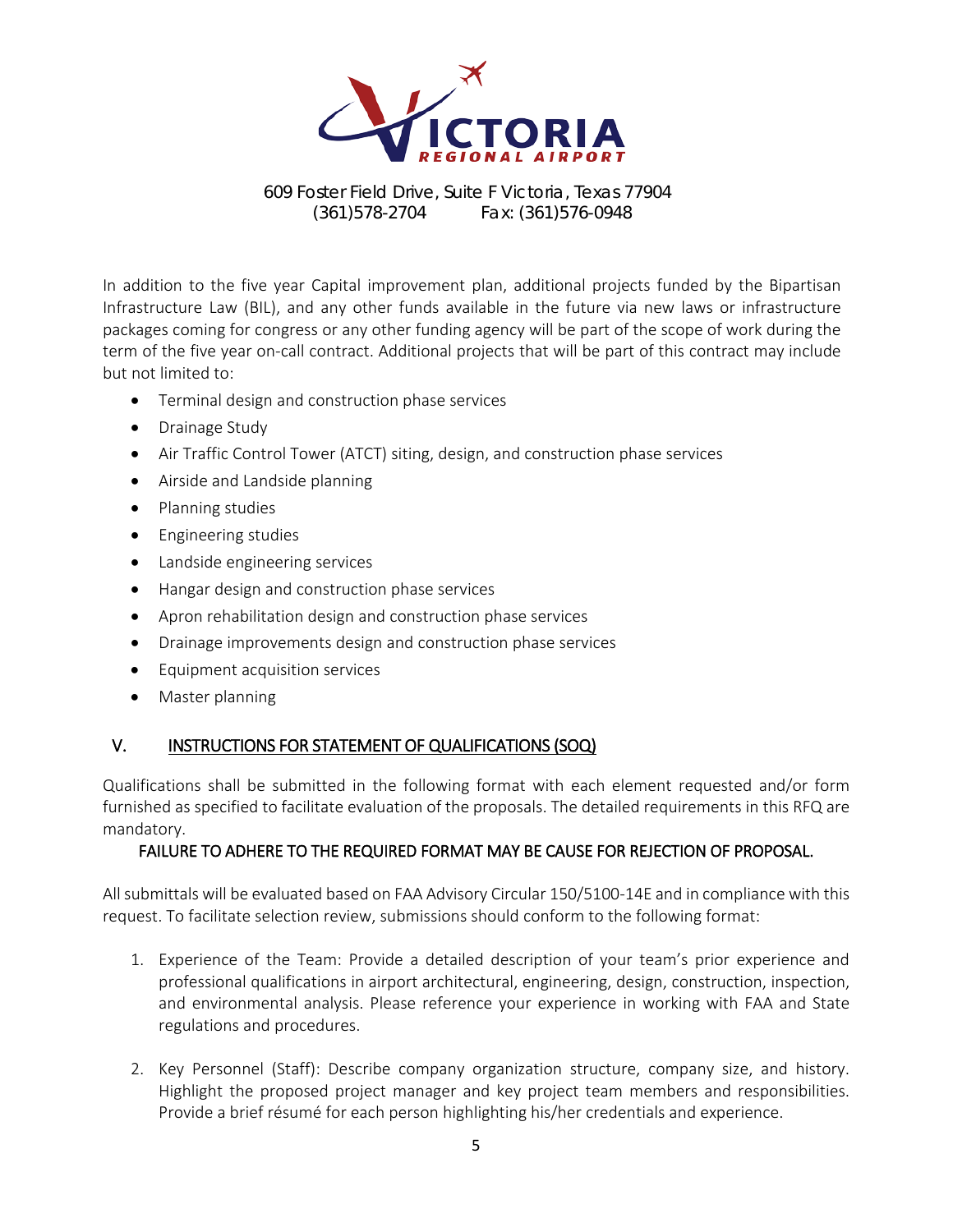609 Foster Field Drive, Suite F Victoria, Texas 77904
(361)578-2704 Fax: (361)576-0948

In addition to the five year Capital improvement plan, additional projects funded by the Bipartisan Infrastructure Law (BIL), and any other funds available in the future via new laws or infrastructure packages coming for congress or any other funding agency will be part of the scope of work during the term of the five year on-call contract. Additional projects that will be part of this contract may include but not limited to:

- Terminal design and construction phase services
- Drainage Study
- Air Traffic Control Tower (ATCT) siting, design, and construction phase services
- Airside and Landside planning
- Planning studies
- Engineering studies
- Landside engineering services
- Hangar design and construction phase services
- Apron rehabilitation design and construction phase services
- Drainage improvements design and construction phase services
- Equipment acquisition services
- Master planning

## V. INSTRUCTIONS FOR STATEMENT OF QUALIFICATIONS (SOQ)

Qualifications shall be submitted in the following format with each element requested and/or form furnished as specified to facilitate evaluation of the proposals. The detailed requirements in this RFQ are mandatory.

FAILURE TO ADHERE TO THE REQUIRED FORMAT MAY BE CAUSE FOR REJECTION OF PROPOSAL.

All submittals will be evaluated based on FAA Advisory Circular 150/5100-14E and in compliance with this request. To facilitate selection review, submissions should conform to the following format:

1. Experience of the Team: Provide a detailed description of your team's prior experience and professional qualifications in airport architectural, engineering, design, construction, inspection, and environmental analysis. Please reference your experience in working with FAA and State regulations and procedures.

2. Key Personnel (Staff): Describe company organization structure, company size, and history. Highlight the proposed project manager and key project team members and responsibilities. Provide a brief résumé for each person highlighting his/her credentials and experience.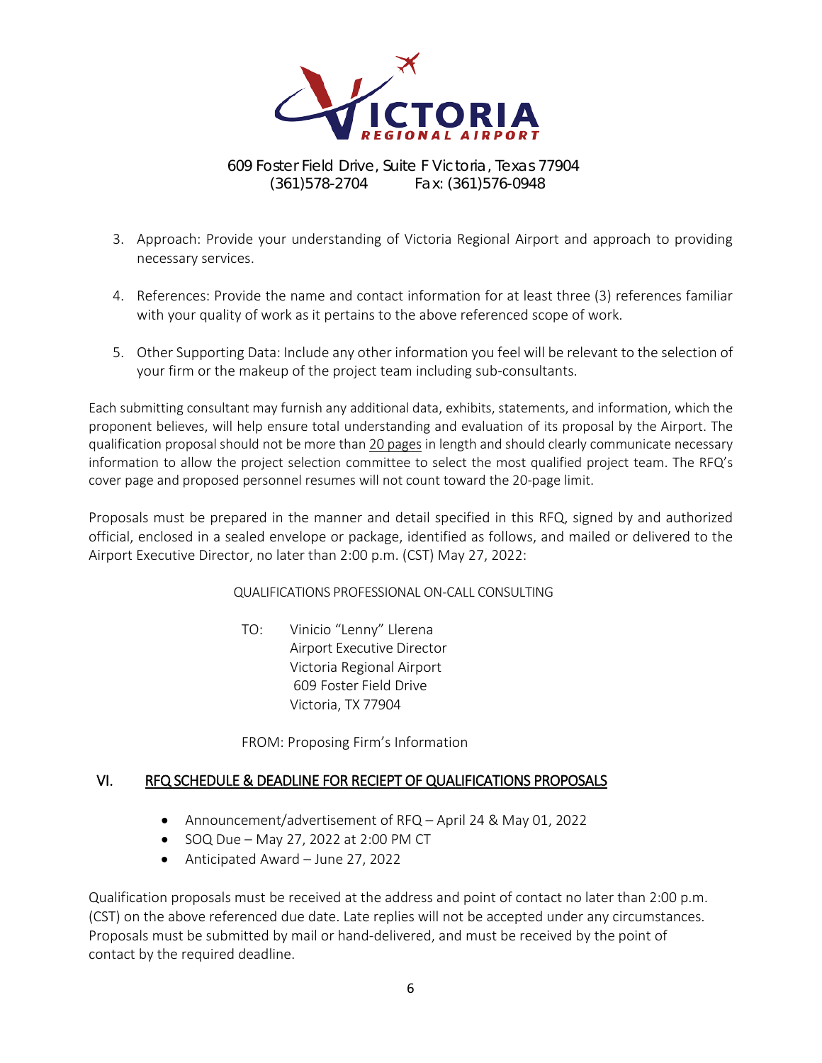609 Foster Field Drive, Suite F Victoria, Texas 77904
(361)578-2704 Fax: (361)576-0948

3. Approach: Provide your understanding of Victoria Regional Airport and approach to providing necessary services.

4. References: Provide the name and contact information for at least three (3) references familiar with your quality of work as it pertains to the above referenced scope of work.

5. Other Supporting Data: Include any other information you feel will be relevant to the selection of your firm or the makeup of the project team including sub-consultants.

Each submitting consultant may furnish any additional data, exhibits, statements, and information, which the proponent believes, will help ensure total understanding and evaluation of its proposal by the Airport. The qualification proposal should not be more than 20 pages in length and should clearly communicate necessary information to allow the project selection committee to select the most qualified project team. The RFQ's cover page and proposed personnel resumes will not count toward the 20-page limit.

Proposals must be prepared in the manner and detail specified in this RFQ, signed by and authorized official, enclosed in a sealed envelope or package, identified as follows, and mailed or delivered to the Airport Executive Director, no later than 2:00 p.m. (CST) May 27, 2022:

QUALIFICATIONS PROFESSIONAL ON-CALL CONSULTING

TO: Vinicio "Lenny" Llerena
Airport Executive Director
Victoria Regional Airport
609 Foster Field Drive
Victoria, TX 77904

FROM: Proposing Firm's Information

## VI. RFQ SCHEDULE & DEADLINE FOR RECIEPT OF QUALIFICATIONS PROPOSALS

- Announcement/advertisement of RFQ – April 24 & May 01, 2022
- SOQ Due – May 27, 2022 at 2:00 PM CT
- Anticipated Award – June 27, 2022

Qualification proposals must be received at the address and point of contact no later than 2:00 p.m. (CST) on the above referenced due date. Late replies will not be accepted under any circumstances. Proposals must be submitted by mail or hand-delivered, and must be received by the point of contact by the required deadline.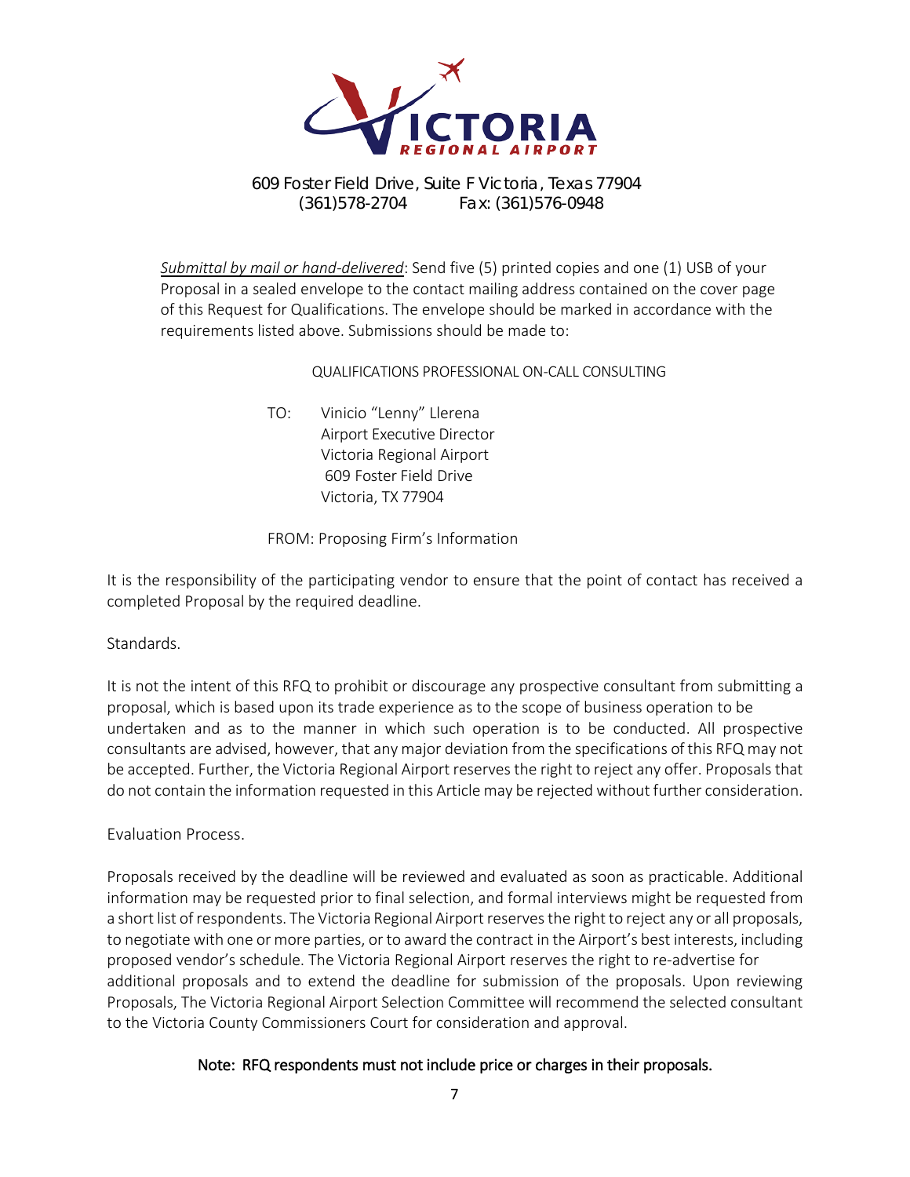609 Foster Field Drive, Suite F Victoria, Texas 77904
(361)578-2704 Fax: (361)576-0948

*Submittal by mail or hand-delivered*: Send five (5) printed copies and one (1) USB of your Proposal in a sealed envelope to the contact mailing address contained on the cover page of this Request for Qualifications. The envelope should be marked in accordance with the requirements listed above. Submissions should be made to:

QUALIFICATIONS PROFESSIONAL ON-CALL CONSULTING

TO: Vinicio "Lenny" Llerena
Airport Executive Director
Victoria Regional Airport
609 Foster Field Drive
Victoria, TX 77904

FROM: Proposing Firm's Information

It is the responsibility of the participating vendor to ensure that the point of contact has received a completed Proposal by the required deadline.

Standards.

It is not the intent of this RFQ to prohibit or discourage any prospective consultant from submitting a proposal, which is based upon its trade experience as to the scope of business operation to be undertaken and as to the manner in which such operation is to be conducted. All prospective consultants are advised, however, that any major deviation from the specifications of this RFQ may not be accepted. Further, the Victoria Regional Airport reserves the right to reject any offer. Proposals that do not contain the information requested in this Article may be rejected without further consideration.

Evaluation Process.

Proposals received by the deadline will be reviewed and evaluated as soon as practicable. Additional information may be requested prior to final selection, and formal interviews might be requested from a short list of respondents. The Victoria Regional Airport reserves the right to reject any or all proposals, to negotiate with one or more parties, or to award the contract in the Airport's best interests, including proposed vendor's schedule. The Victoria Regional Airport reserves the right to re-advertise for additional proposals and to extend the deadline for submission of the proposals. Upon reviewing Proposals, The Victoria Regional Airport Selection Committee will recommend the selected consultant to the Victoria County Commissioners Court for consideration and approval.

Note: RFQ respondents must not include price or charges in their proposals.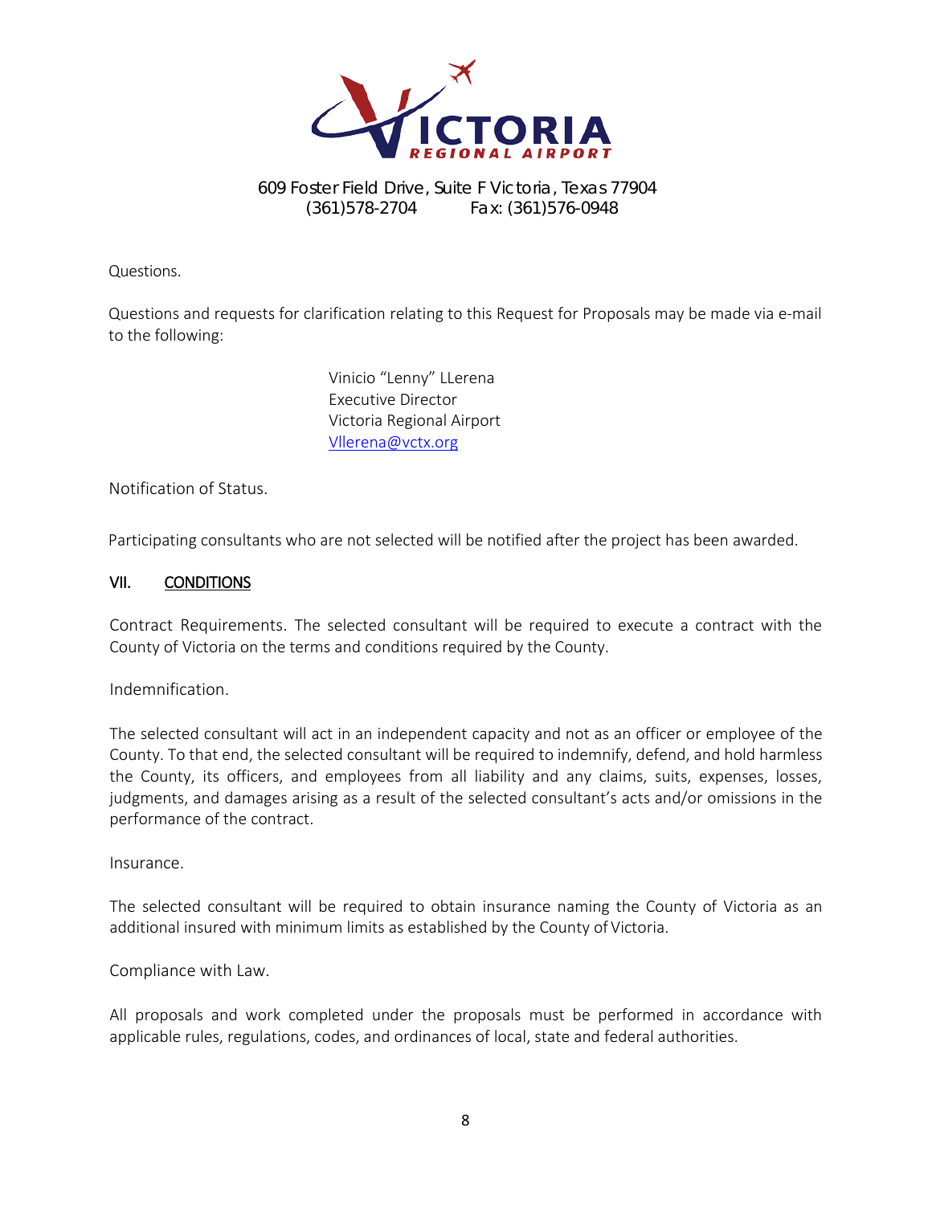609 Foster Field Drive, Suite F Victoria, Texas 77904
(361)578-2704 Fax: (361)576-0948

Questions.

Questions and requests for clarification relating to this Request for Proposals may be made via e-mail to the following:

Vinicio "Lenny" LLerena
Executive Director
Victoria Regional Airport
Vllerena@vctx.org

Notification of Status.

Participating consultants who are not selected will be notified after the project has been awarded.

## VII. CONDITIONS

Contract Requirements. The selected consultant will be required to execute a contract with the County of Victoria on the terms and conditions required by the County.

Indemnification.

The selected consultant will act in an independent capacity and not as an officer or employee of the County. To that end, the selected consultant will be required to indemnify, defend, and hold harmless the County, its officers, and employees from all liability and any claims, suits, expenses, losses, judgments, and damages arising as a result of the selected consultant's acts and/or omissions in the performance of the contract.

Insurance.

The selected consultant will be required to obtain insurance naming the County of Victoria as an additional insured with minimum limits as established by the County of Victoria.

Compliance with Law.

All proposals and work completed under the proposals must be performed in accordance with applicable rules, regulations, codes, and ordinances of local, state and federal authorities.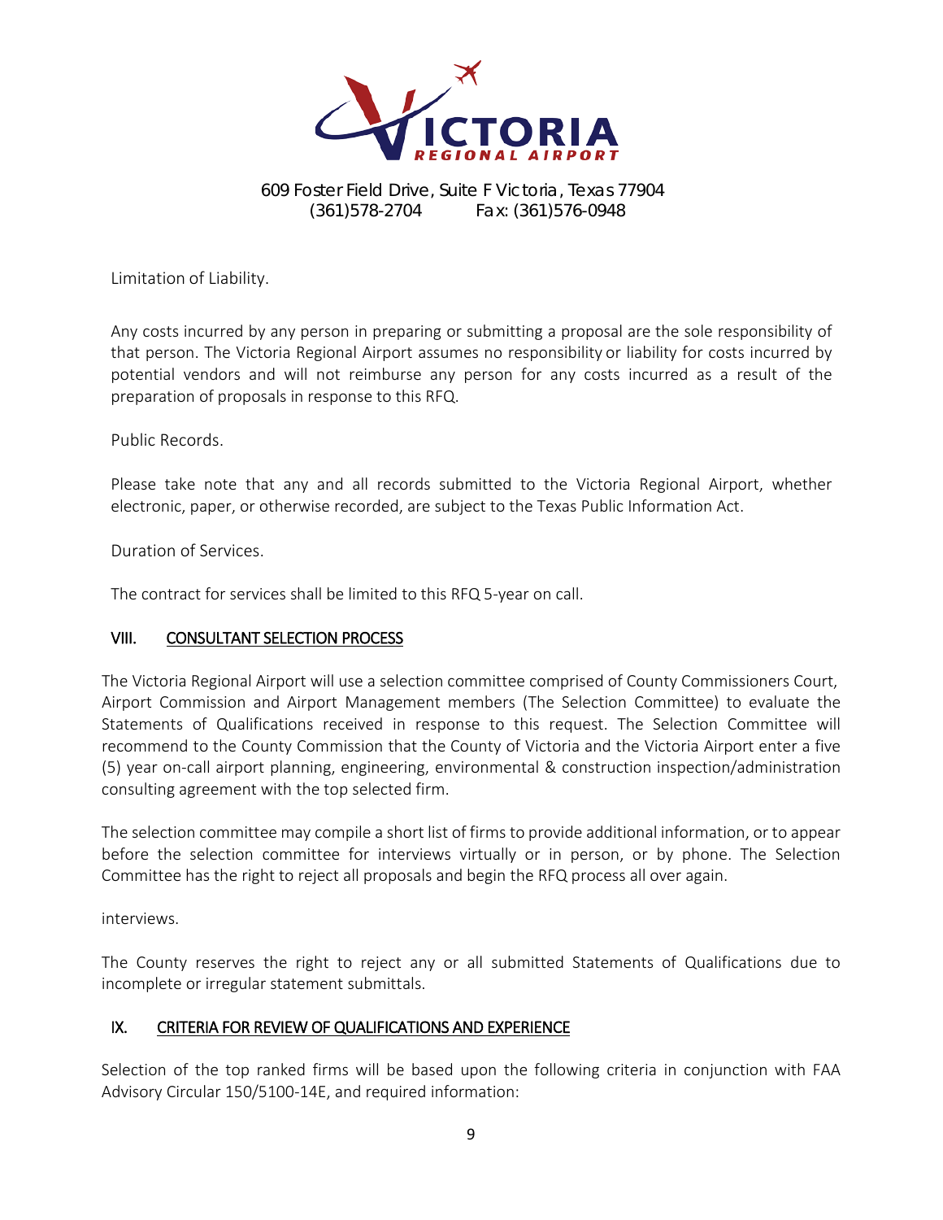Limitation of Liability.

Any costs incurred by any person in preparing or submitting a proposal are the sole responsibility of that person. The Victoria Regional Airport assumes no responsibility or liability for costs incurred by potential vendors and will not reimburse any person for any costs incurred as a result of the preparation of proposals in response to this RFQ.

Public Records.

Please take note that any and all records submitted to the Victoria Regional Airport, whether electronic, paper, or otherwise recorded, are subject to the Texas Public Information Act.

Duration of Services.

The contract for services shall be limited to this RFQ 5-year on call.

## VIII. CONSULTANT SELECTION PROCESS

The Victoria Regional Airport will use a selection committee comprised of County Commissioners Court, Airport Commission and Airport Management members (The Selection Committee) to evaluate the Statements of Qualifications received in response to this request. The Selection Committee will recommend to the County Commission that the County of Victoria and the Victoria Airport enter a five (5) year on-call airport planning, engineering, environmental & construction inspection/administration consulting agreement with the top selected firm.

The selection committee may compile a short list of firms to provide additional information, or to appear before the selection committee for interviews virtually or in person, or by phone. The Selection Committee has the right to reject all proposals and begin the RFQ process all over again.

interviews.

The County reserves the right to reject any or all submitted Statements of Qualifications due to incomplete or irregular statement submittals.

## IX. CRITERIA FOR REVIEW OF QUALIFICATIONS AND EXPERIENCE

Selection of the top ranked firms will be based upon the following criteria in conjunction with FAA Advisory Circular 150/5100-14E, and required information: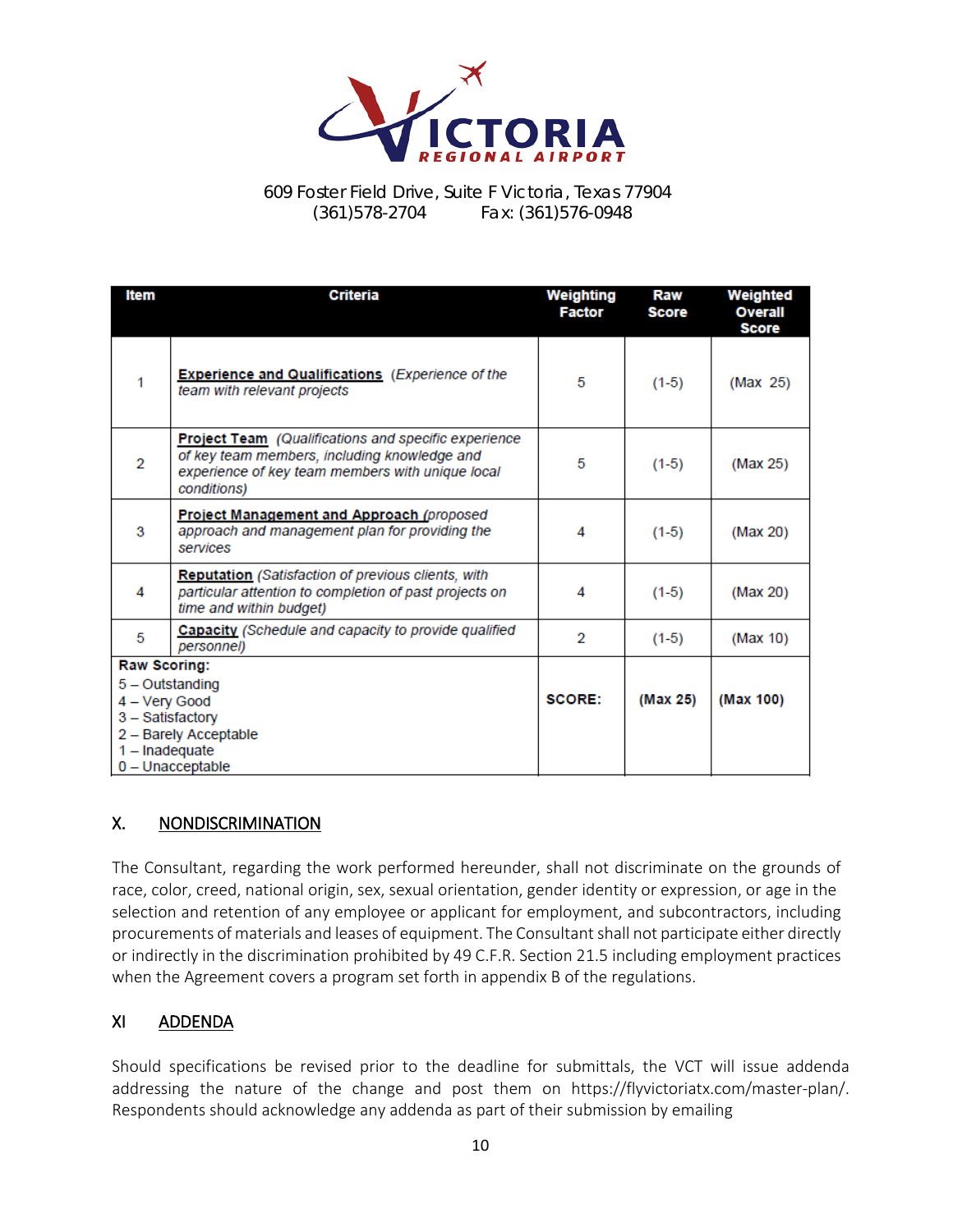609 Foster Field Drive, Suite F Victoria, Texas 77904
(361)578-2704 Fax: (361)576-0948

| Item | Criteria | Weighting Factor | Raw Score | Weighted Overall Score |
|---|---|---|---|---|
| 1 | **Experience and Qualifications** *(Experience of the team with relevant projects* | 5 | (1-5) | (Max 25) |
| 2 | **Project Team** *(Qualifications and specific experience of key team members, including knowledge and experience of key team members with unique local conditions)* | 5 | (1-5) | (Max 25) |
| 3 | **Project Management and Approach** *(proposed approach and management plan for providing the services* | 4 | (1-5) | (Max 20) |
| 4 | **Reputation** *(Satisfaction of previous clients, with particular attention to completion of past projects on time and within budget)* | 4 | (1-5) | (Max 20) |
| 5 | **Capacity** *(Schedule and capacity to provide qualified personnel)* | 2 | (1-5) | (Max 10) |
| **Raw Scoring:**<br>5 – Outstanding<br>4 – Very Good<br>3 – Satisfactory<br>2 – Barely Acceptable<br>1 – Inadequate<br>0 – Unacceptable | | **SCORE:** | **(Max 25)** | **(Max 100)** |

## X. NONDISCRIMINATION

The Consultant, regarding the work performed hereunder, shall not discriminate on the grounds of race, color, creed, national origin, sex, sexual orientation, gender identity or expression, or age in the selection and retention of any employee or applicant for employment, and subcontractors, including procurements of materials and leases of equipment. The Consultant shall not participate either directly or indirectly in the discrimination prohibited by 49 C.F.R. Section 21.5 including employment practices when the Agreement covers a program set forth in appendix B of the regulations.

## XI ADDENDA

Should specifications be revised prior to the deadline for submittals, the VCT will issue addenda addressing the nature of the change and post them on https://flyvictoriatx.com/master-plan/. Respondents should acknowledge any addenda as part of their submission by emailing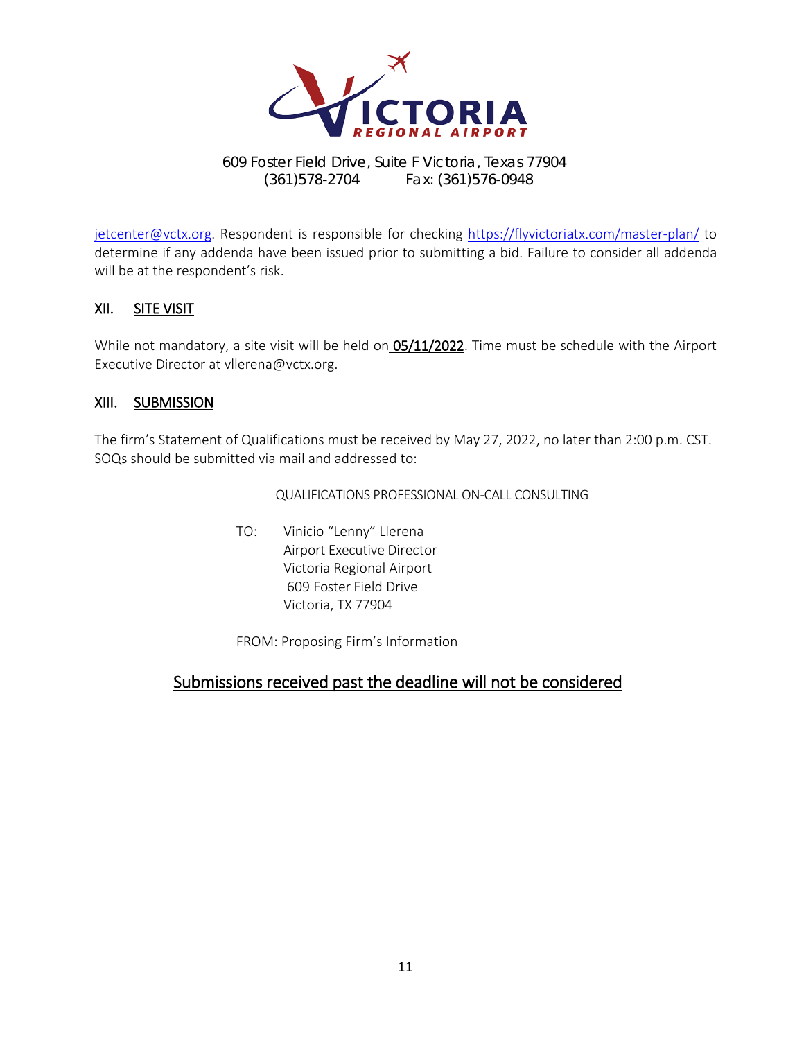609 Foster Field Drive, Suite F Victoria, Texas 77904
(361)578-2704 Fax: (361)576-0948

jetcenter@vctx.org. Respondent is responsible for checking https://flyvictoriatx.com/master-plan/ to determine if any addenda have been issued prior to submitting a bid. Failure to consider all addenda will be at the respondent's risk.

## XII. SITE VISIT

While not mandatory, a site visit will be held on **05/11/2022**. Time must be schedule with the Airport Executive Director at vllerena@vctx.org.

## XIII. SUBMISSION

The firm's Statement of Qualifications must be received by May 27, 2022, no later than 2:00 p.m. CST. SOQs should be submitted via mail and addressed to:

QUALIFICATIONS PROFESSIONAL ON-CALL CONSULTING

TO: Vinicio "Lenny" Llerena
Airport Executive Director
Victoria Regional Airport
609 Foster Field Drive
Victoria, TX 77904

FROM: Proposing Firm's Information

Submissions received past the deadline will not be considered